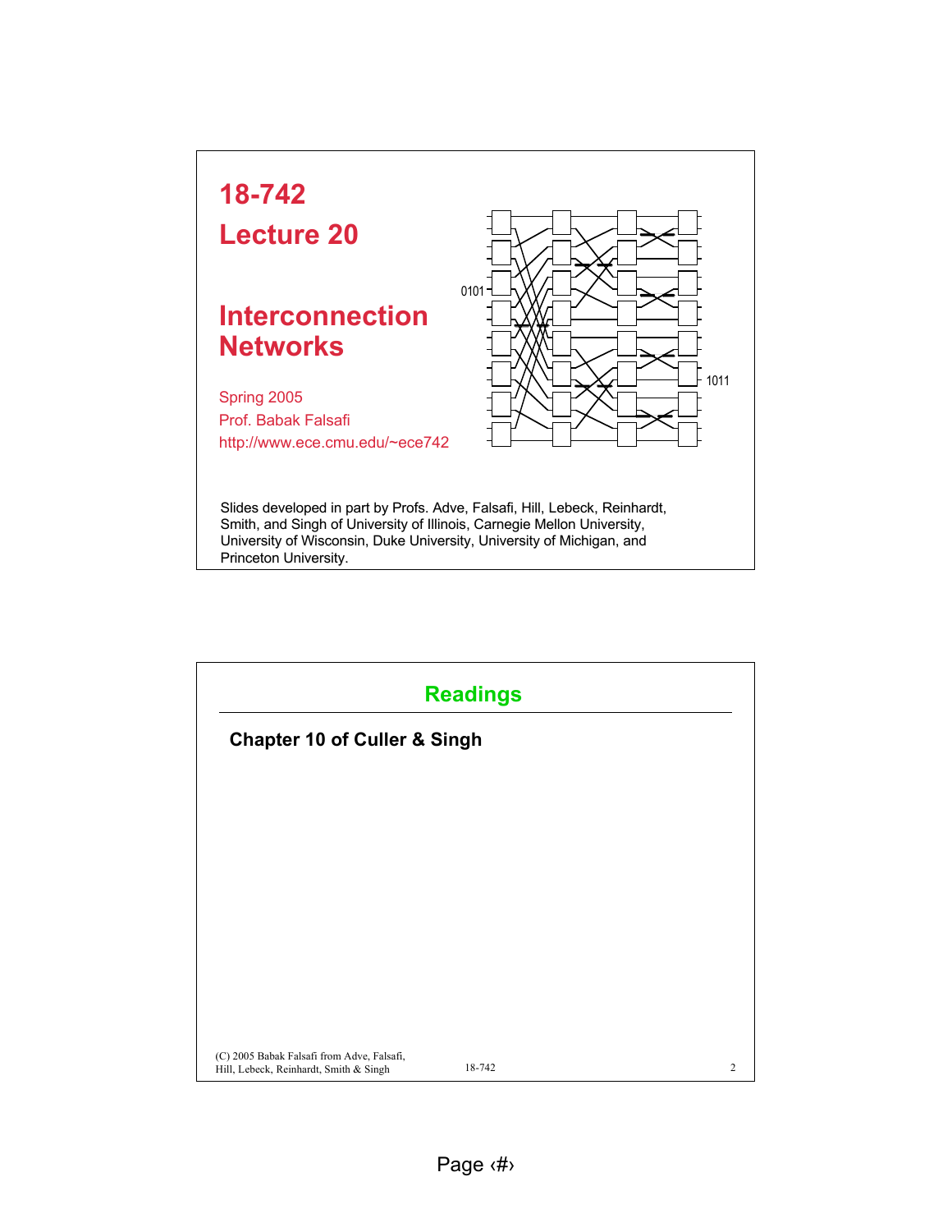# 18-742

# Lecture 20

## Interconnection Networks

Spring 2005
Prof. Babak Falsafi
http://www.ece.cmu.edu/~ece742

0101

1011

Slides developed in part by Profs. Adve, Falsafi, Hill, Lebeck, Reinhardt, Smith, and Singh of University of Illinois, Carnegie Mellon University, University of Wisconsin, Duke University, University of Michigan, and Princeton University.

---

## Readings

**Chapter 10 of Culler & Singh**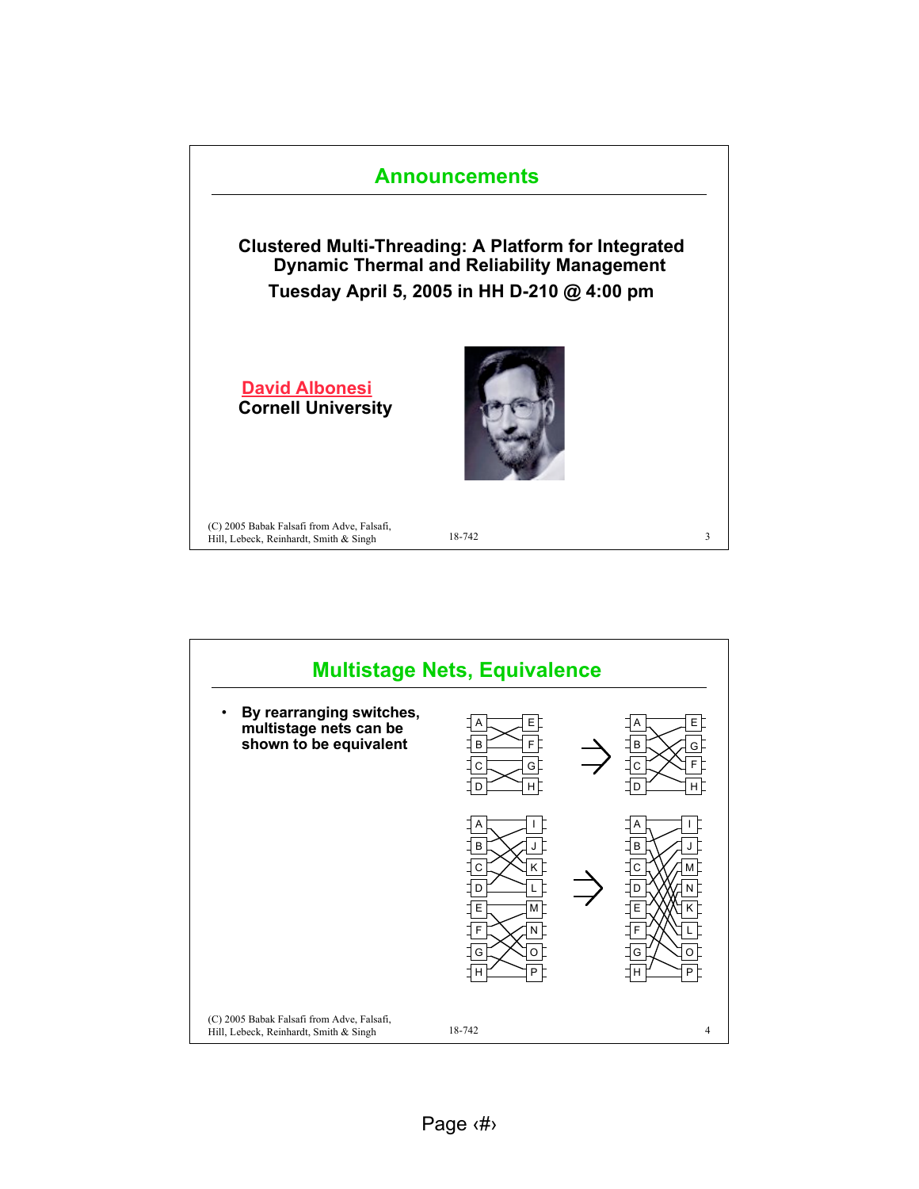## Announcements

**Clustered Multi-Threading: A Platform for Integrated Dynamic Thermal and Reliability Management**

**Tuesday April 5, 2005 in HH D-210 @ 4:00 pm**

**David Albonesi**
**Cornell University**

## Multistage Nets, Equivalence

- **By rearranging switches, multistage nets can be shown to be equivalent**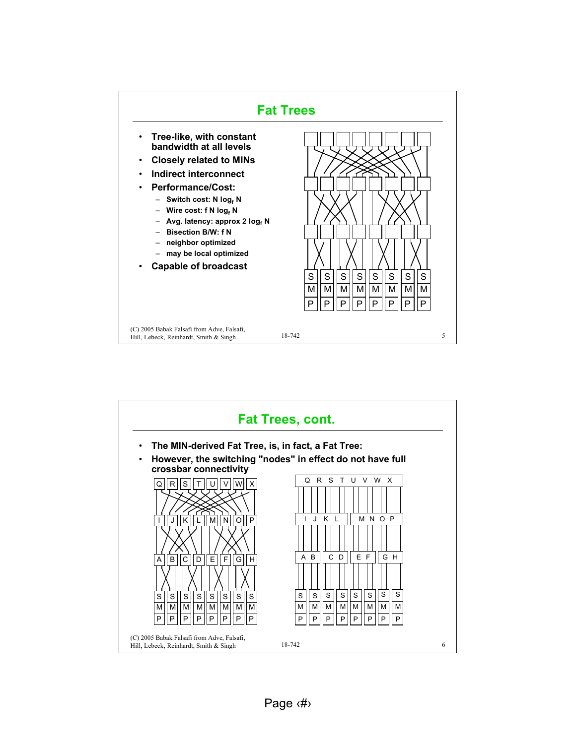## Fat Trees

- Tree-like, with constant bandwidth at all levels
- Closely related to MINs
- Indirect interconnect
- Performance/Cost:
  - Switch cost: $N \log_f N$
  - Wire cost: $f N \log_f N$
  - Avg. latency: approx $2 \log_f N$
  - Bisection B/W: $f N$
  - neighbor optimized
  - may be local optimized
- Capable of broadcast

(C) 2005 Babak Falsafi from Adve, Falsafi, Hill, Lebeck, Reinhardt, Smith & Singh

## Fat Trees, cont.

- The MIN-derived Fat Tree, is, in fact, a Fat Tree:
- However, the switching "nodes" in effect do not have full crossbar connectivity

(C) 2005 Babak Falsafi from Adve, Falsafi, Hill, Lebeck, Reinhardt, Smith & Singh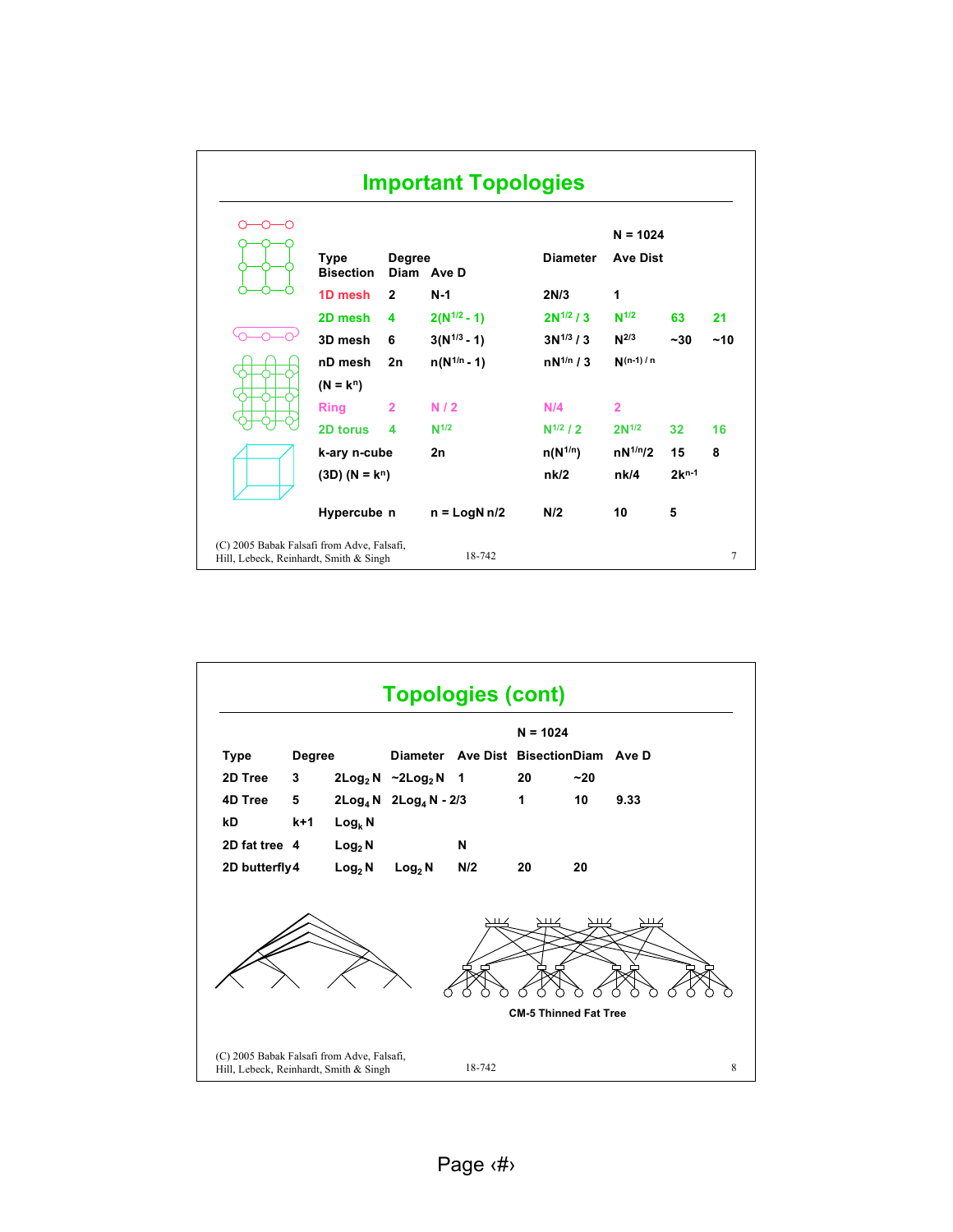## Important Topologies

| Type | Degree | Diameter | Ave Dist | Bisection | Diam (N = 1024) | Ave D (N = 1024) |
|---|---|---|---|---|---|---|
| 1D mesh | 2 | N-1 | 2N/3 | 1 | | |
| 2D mesh | 4 | $2(N^{1/2} - 1)$ | $2N^{1/2} / 3$ | $N^{1/2}$ | 63 | 21 |
| 3D mesh | 6 | $3(N^{1/3} - 1)$ | $3N^{1/3} / 3$ | $N^{2/3}$ | ~30 | ~10 |
| nD mesh | 2n | $n(N^{1/n} - 1)$ | $nN^{1/n} / 3$ | $N^{(n-1)/n}$ | | |
| ($N = k^n$) | | | | | | |
| Ring | 2 | N / 2 | N/4 | 2 | | |
| 2D torus | 4 | $N^{1/2}$ | $N^{1/2} / 2$ | $2N^{1/2}$ | 32 | 16 |
| k-ary n-cube | 2n | $n(N^{1/n})$ | $nN^{1/n}/2$ | | 15 | 8 |
| (3D) ($N = k^n$) | | nk/2 | nk/4 | $2k^{n-1}$ | | |
| Hypercube | n | n = LogN | n/2 | N/2 | 10 | 5 |

(C) 2005 Babak Falsafi from Adve, Falsafi, Hill, Lebeck, Reinhardt, Smith & Singh

## Topologies (cont)

| Type | Degree | Diameter | Ave Dist | Bisection | Diam (N = 1024) | Ave D (N = 1024) |
|---|---|---|---|---|---|---|
| 2D Tree | 3 | $2Log_2 N$ | $\sim 2Log_2 N$ | 1 | 20 | ~20 |
| 4D Tree | 5 | $2Log_4 N$ | $2Log_4 N - 2/3$ | 1 | 10 | 9.33 |
| kD | k+1 | $Log_k N$ | | | | |
| 2D fat tree | 4 | $Log_2 N$ | | N | | |
| 2D butterfly | 4 | $Log_2 N$ | $Log_2 N$ | N/2 | 20 | 20 |

CM-5 Thinned Fat Tree

(C) 2005 Babak Falsafi from Adve, Falsafi, Hill, Lebeck, Reinhardt, Smith & Singh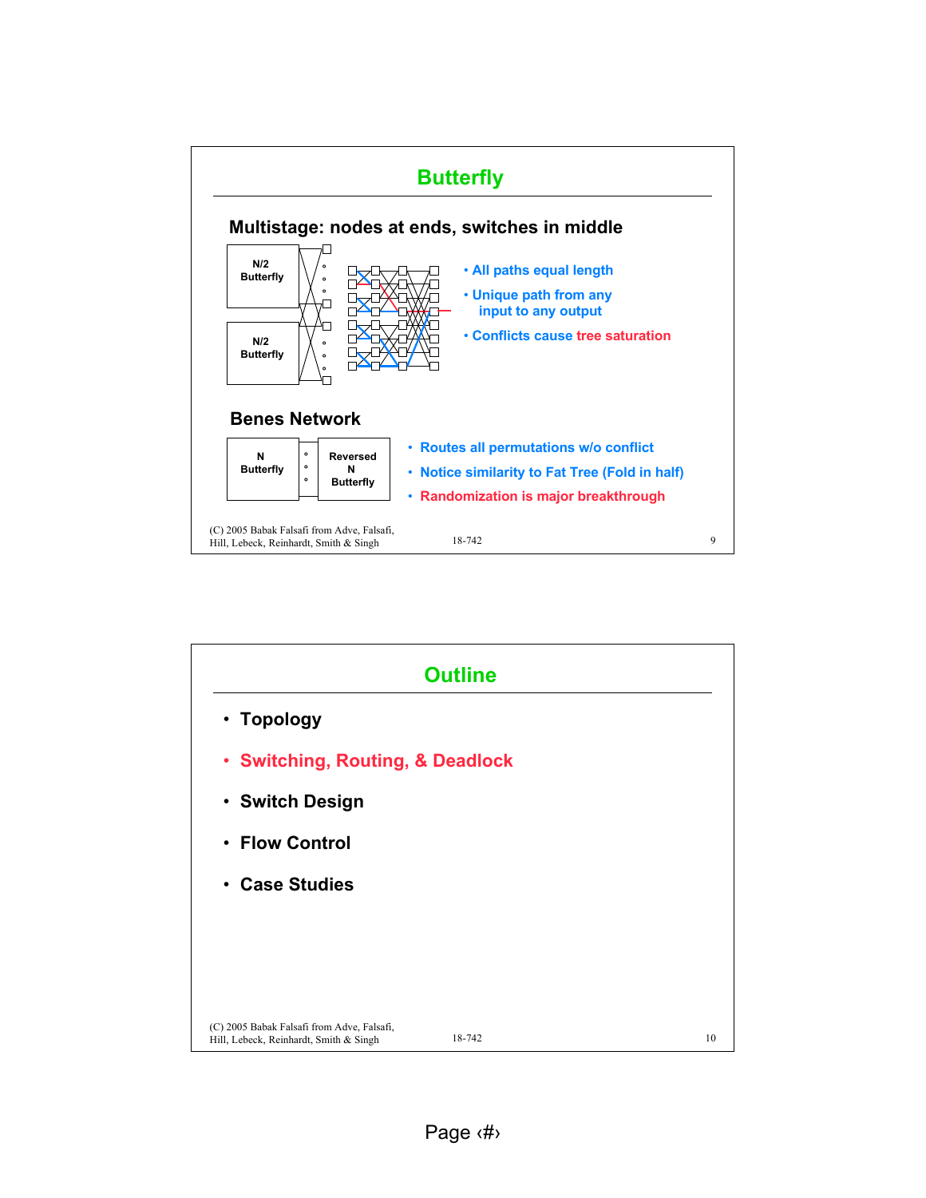# Butterfly

## Multistage: nodes at ends, switches in middle

N/2 Butterfly

N/2 Butterfly

- All paths equal length
- Unique path from any input to any output
- Conflicts cause tree saturation

## Benes Network

N Butterfly

Reversed N Butterfly

- Routes all permutations w/o conflict
- Notice similarity to Fat Tree (Fold in half)
- Randomization is major breakthrough

(C) 2005 Babak Falsafi from Adve, Falsafi, Hill, Lebeck, Reinhardt, Smith & Singh

# Outline

- Topology
- Switching, Routing, & Deadlock
- Switch Design
- Flow Control
- Case Studies

(C) 2005 Babak Falsafi from Adve, Falsafi, Hill, Lebeck, Reinhardt, Smith & Singh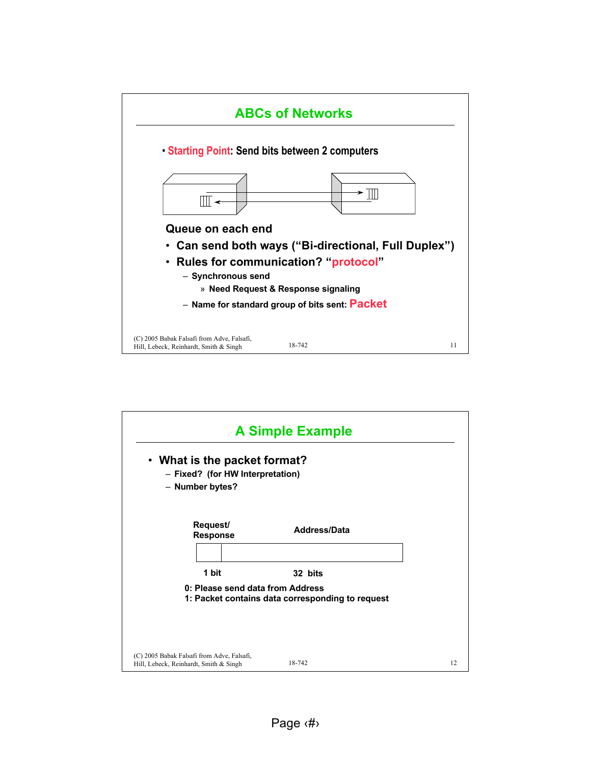## ABCs of Networks

- **Starting Point**: Send bits between 2 computers

**Queue on each end**

- **Can send both ways ("Bi-directional, Full Duplex")**
- **Rules for communication? "protocol"**
  - Synchronous send
    - » Need Request & Response signaling
  - Name for standard group of bits sent: **Packet**

## A Simple Example

- **What is the packet format?**
  - Fixed? (for HW Interpretation)
  - Number bytes?

| Request/ Response | Address/Data |
|---|---|
| 1 bit | 32 bits |

0: Please send data from Address
1: Packet contains data corresponding to request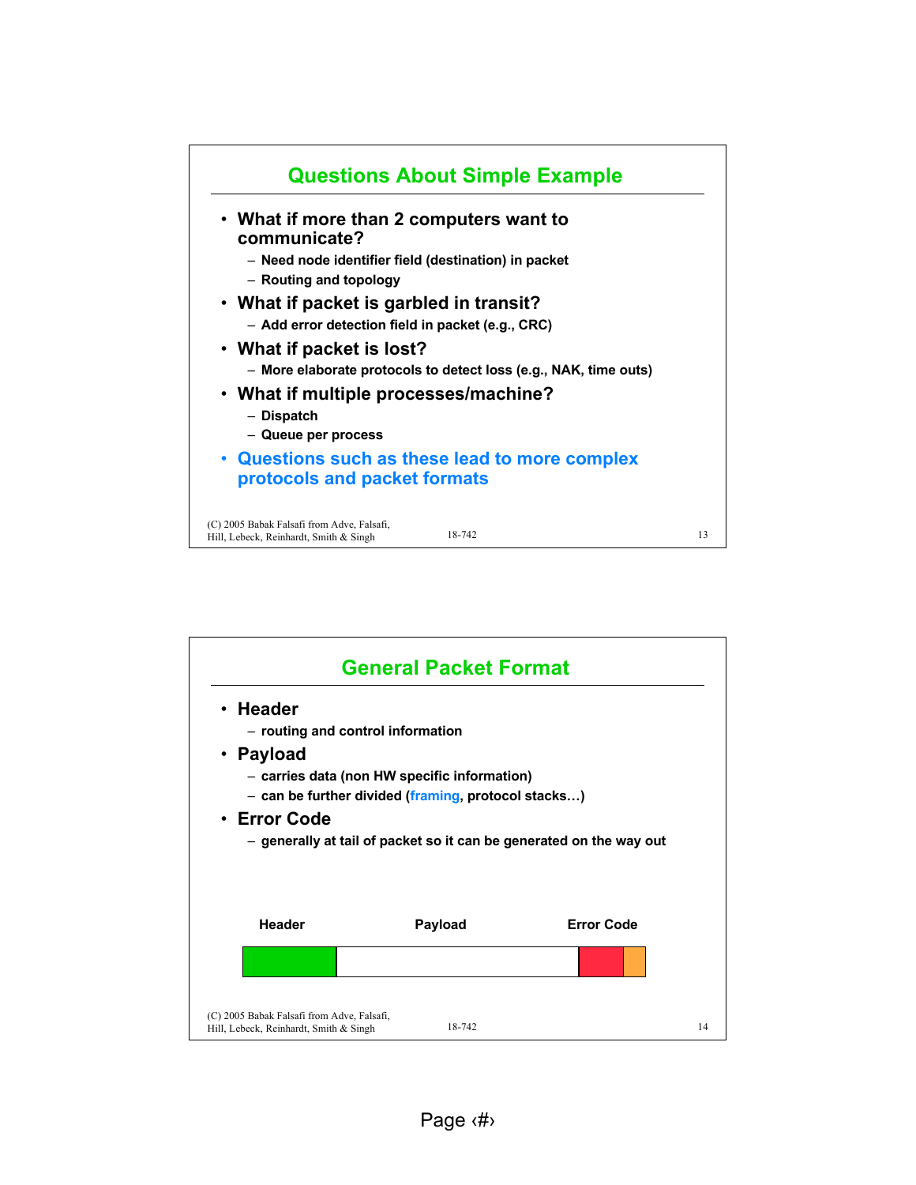## Questions About Simple Example

- What if more than 2 computers want to communicate?
  - Need node identifier field (destination) in packet
  - Routing and topology
- What if packet is garbled in transit?
  - Add error detection field in packet (e.g., CRC)
- What if packet is lost?
  - More elaborate protocols to detect loss (e.g., NAK, time outs)
- What if multiple processes/machine?
  - Dispatch
  - Queue per process
- Questions such as these lead to more complex protocols and packet formats

## General Packet Format

- Header
  - routing and control information
- Payload
  - carries data (non HW specific information)
  - can be further divided (framing, protocol stacks…)
- Error Code
  - generally at tail of packet so it can be generated on the way out

| Header | Payload | Error Code |
| --- | --- | --- |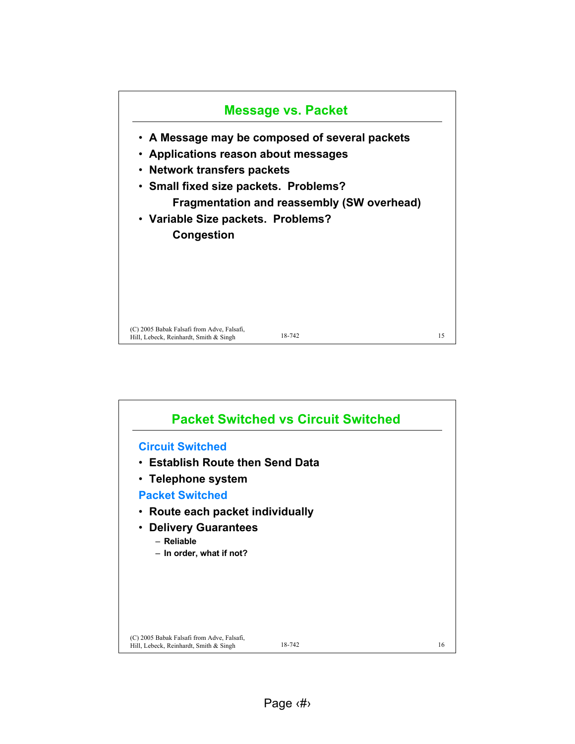## Message vs. Packet

- A Message may be composed of several packets
- Applications reason about messages
- Network transfers packets
- Small fixed size packets. Problems?
  - Fragmentation and reassembly (SW overhead)
- Variable Size packets. Problems?
  - Congestion

## Packet Switched vs Circuit Switched

### Circuit Switched

- Establish Route then Send Data
- Telephone system

### Packet Switched

- Route each packet individually
- Delivery Guarantees
  - Reliable
  - In order, what if not?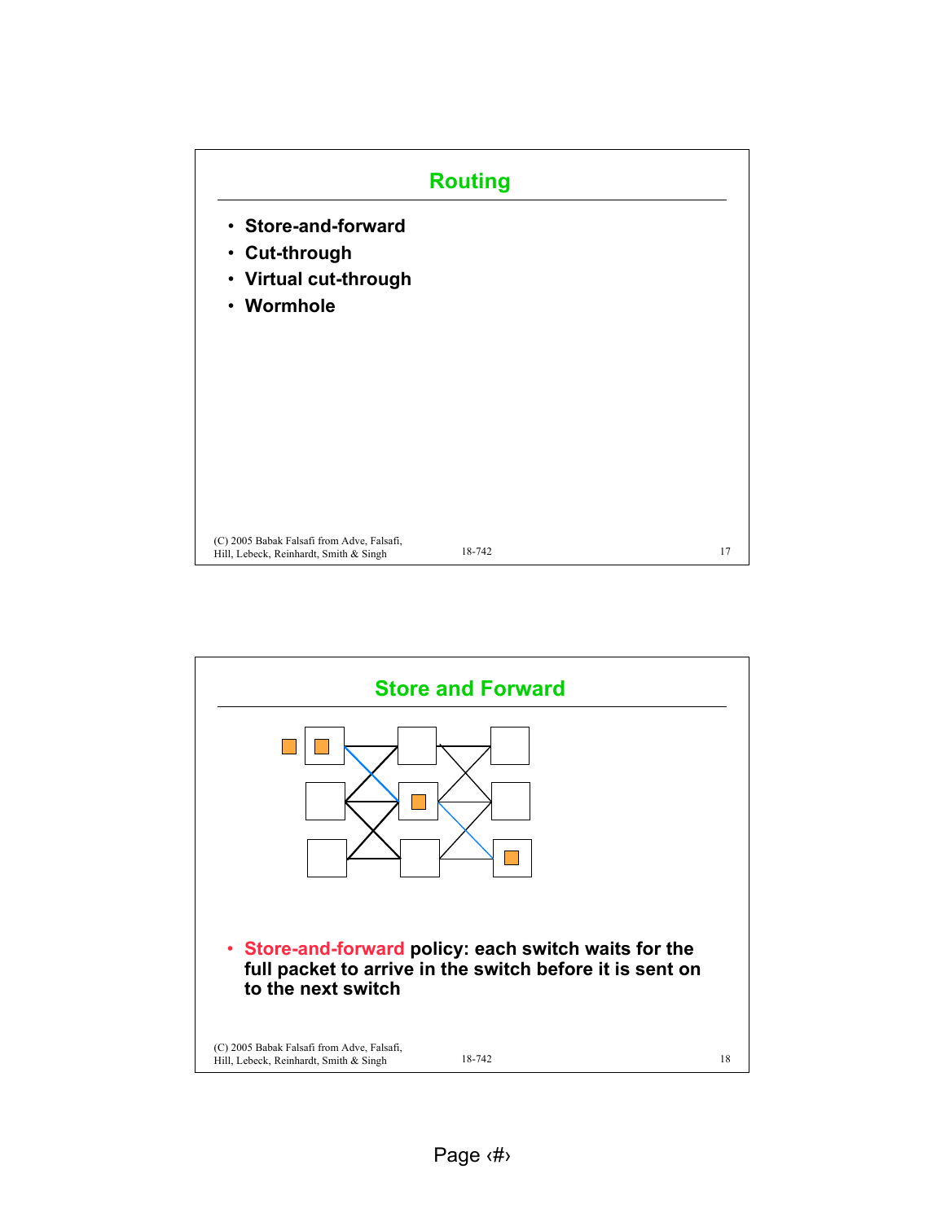## Routing

- Store-and-forward
- Cut-through
- Virtual cut-through
- Wormhole

## Store and Forward

- **Store-and-forward** policy: each switch waits for the full packet to arrive in the switch before it is sent on to the next switch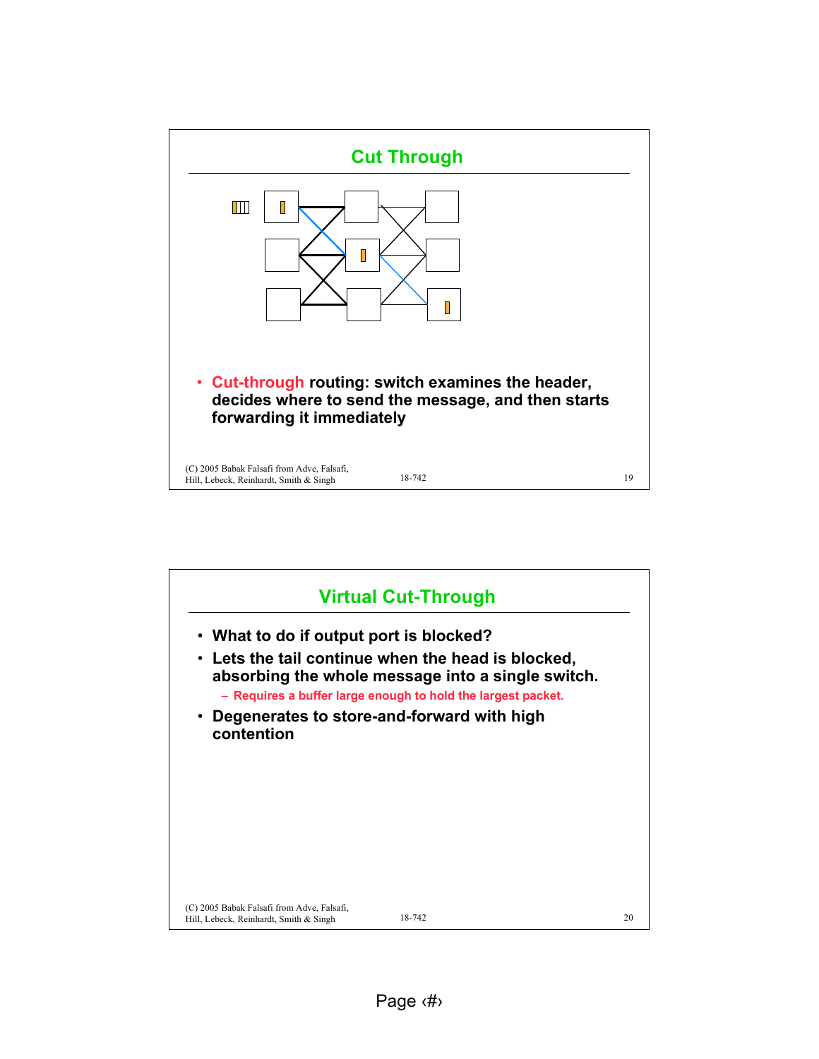## Cut Through

- **Cut-through routing: switch examines the header, decides where to send the message, and then starts forwarding it immediately**

## Virtual Cut-Through

- **What to do if output port is blocked?**
- **Lets the tail continue when the head is blocked, absorbing the whole message into a single switch.**
  - Requires a buffer large enough to hold the largest packet.
- **Degenerates to store-and-forward with high contention**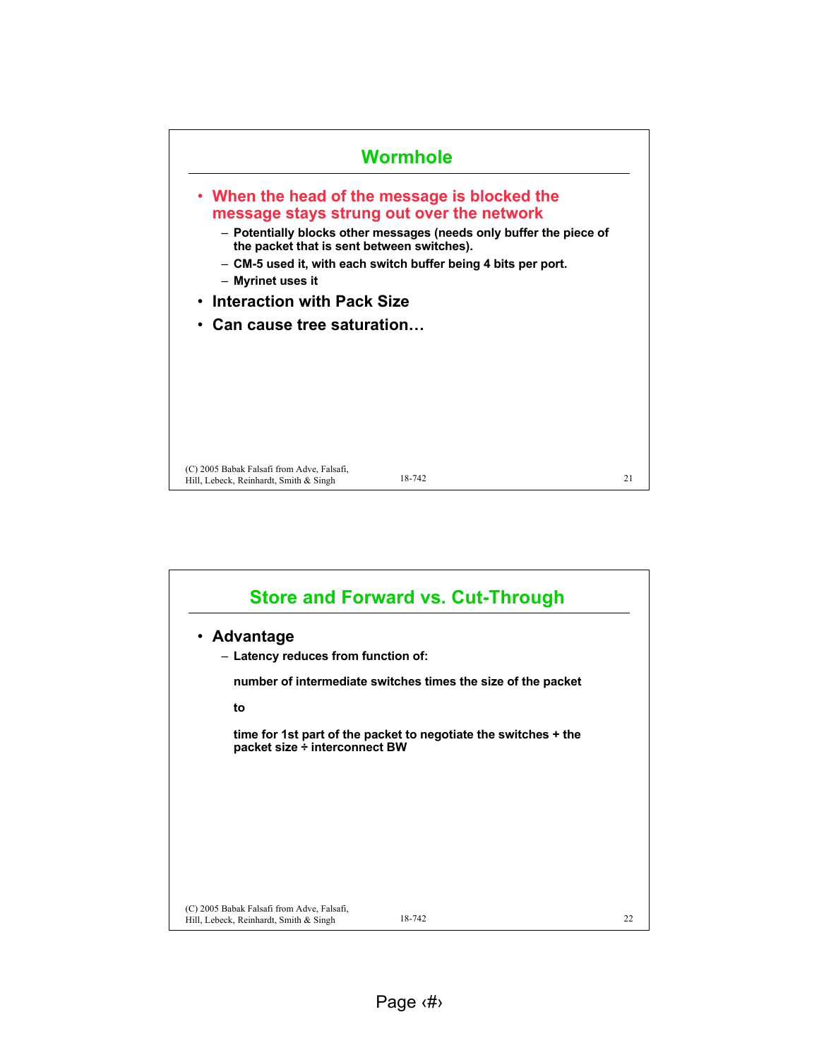## Wormhole

- **When the head of the message is blocked the message stays strung out over the network**
  - **Potentially blocks other messages (needs only buffer the piece of the packet that is sent between switches).**
  - **CM-5 used it, with each switch buffer being 4 bits per port.**
  - **Myrinet uses it**
- **Interaction with Pack Size**
- **Can cause tree saturation…**

## Store and Forward vs. Cut-Through

- **Advantage**
  - **Latency reduces from function of:**

    **number of intermediate switches times the size of the packet**

    **to**

    **time for 1st part of the packet to negotiate the switches + the packet size ÷ interconnect BW**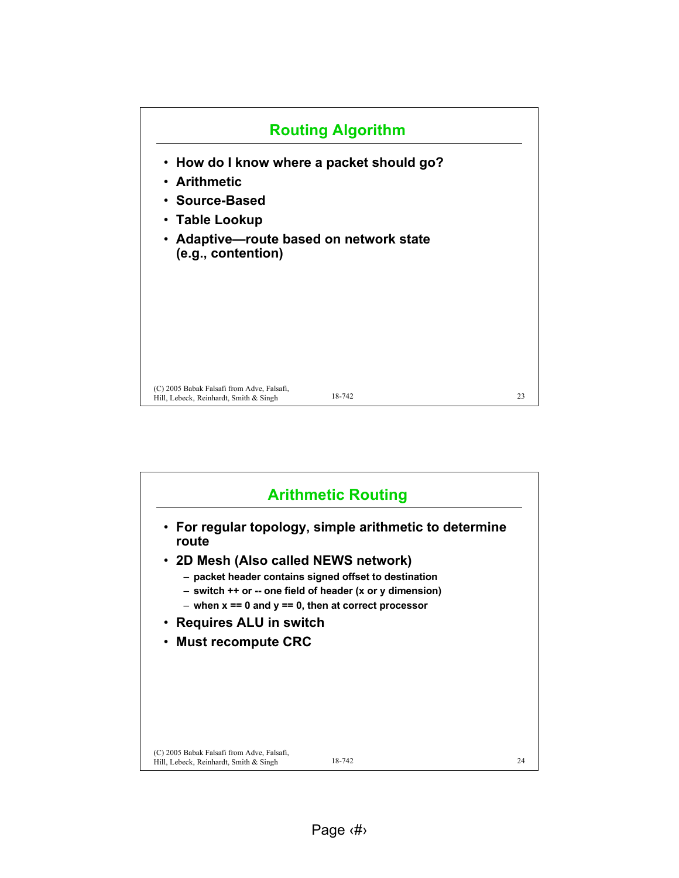## Routing Algorithm

- How do I know where a packet should go?
- Arithmetic
- Source-Based
- Table Lookup
- Adaptive—route based on network state (e.g., contention)

## Arithmetic Routing

- For regular topology, simple arithmetic to determine route
- 2D Mesh (Also called NEWS network)
  - packet header contains signed offset to destination
  - switch ++ or -- one field of header (x or y dimension)
  - when x == 0 and y == 0, then at correct processor
- Requires ALU in switch
- Must recompute CRC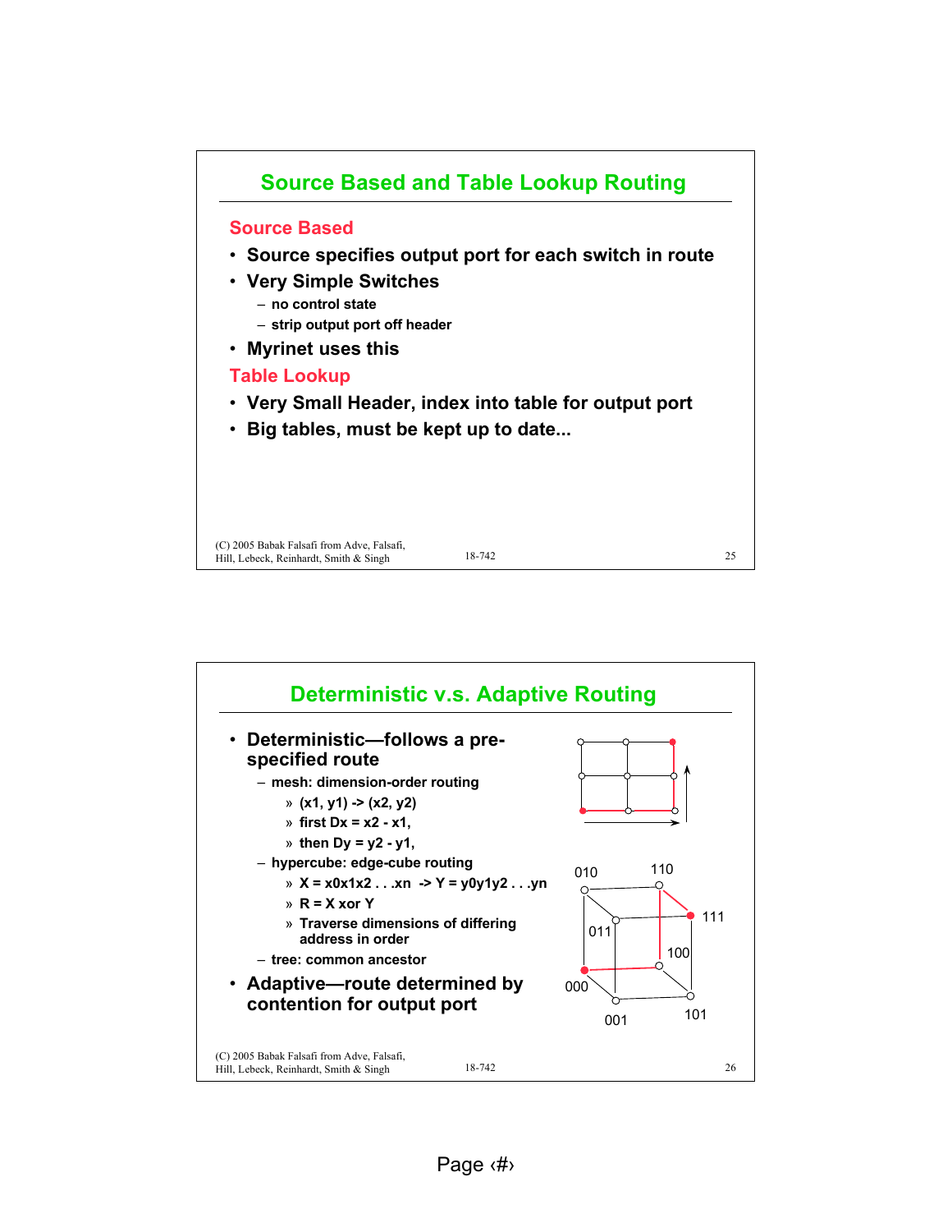## Source Based and Table Lookup Routing

### Source Based

- Source specifies output port for each switch in route
- Very Simple Switches
  - no control state
  - strip output port off header
- Myrinet uses this

### Table Lookup

- Very Small Header, index into table for output port
- Big tables, must be kept up to date...

## Deterministic v.s. Adaptive Routing

- Deterministic—follows a pre-specified route
  - mesh: dimension-order routing
    - » (x1, y1) -> (x2, y2)
    - » first Dx = x2 - x1,
    - » then Dy = y2 - y1,
  - hypercube: edge-cube routing
    - » X = x0x1x2 . . .xn -> Y = y0y1y2 . . .yn
    - » R = X xor Y
    - » Traverse dimensions of differing address in order
  - tree: common ancestor
- Adaptive—route determined by contention for output port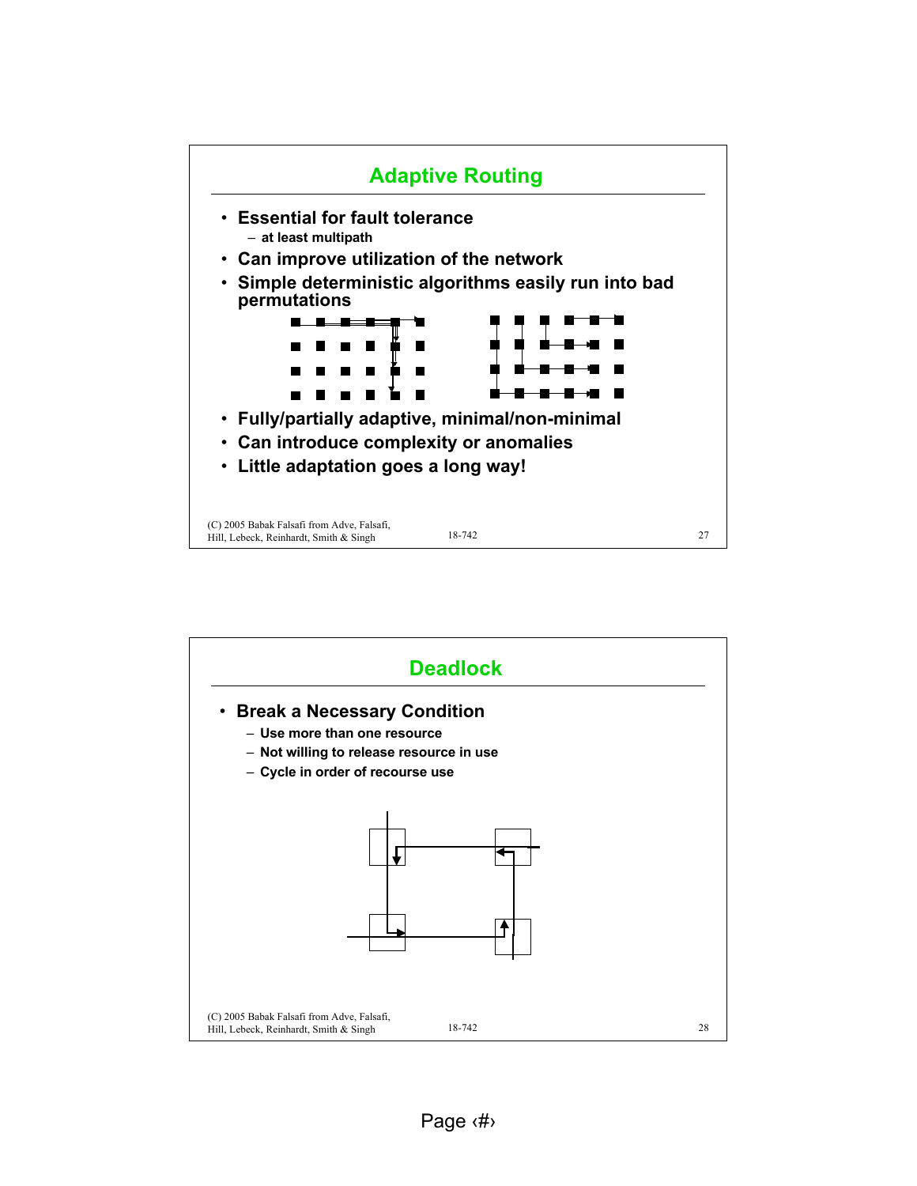## Adaptive Routing

- **Essential for fault tolerance**
  - at least multipath
- **Can improve utilization of the network**
- **Simple deterministic algorithms easily run into bad permutations**
- **Fully/partially adaptive, minimal/non-minimal**
- **Can introduce complexity or anomalies**
- **Little adaptation goes a long way!**

## Deadlock

- **Break a Necessary Condition**
  - Use more than one resource
  - Not willing to release resource in use
  - Cycle in order of recourse use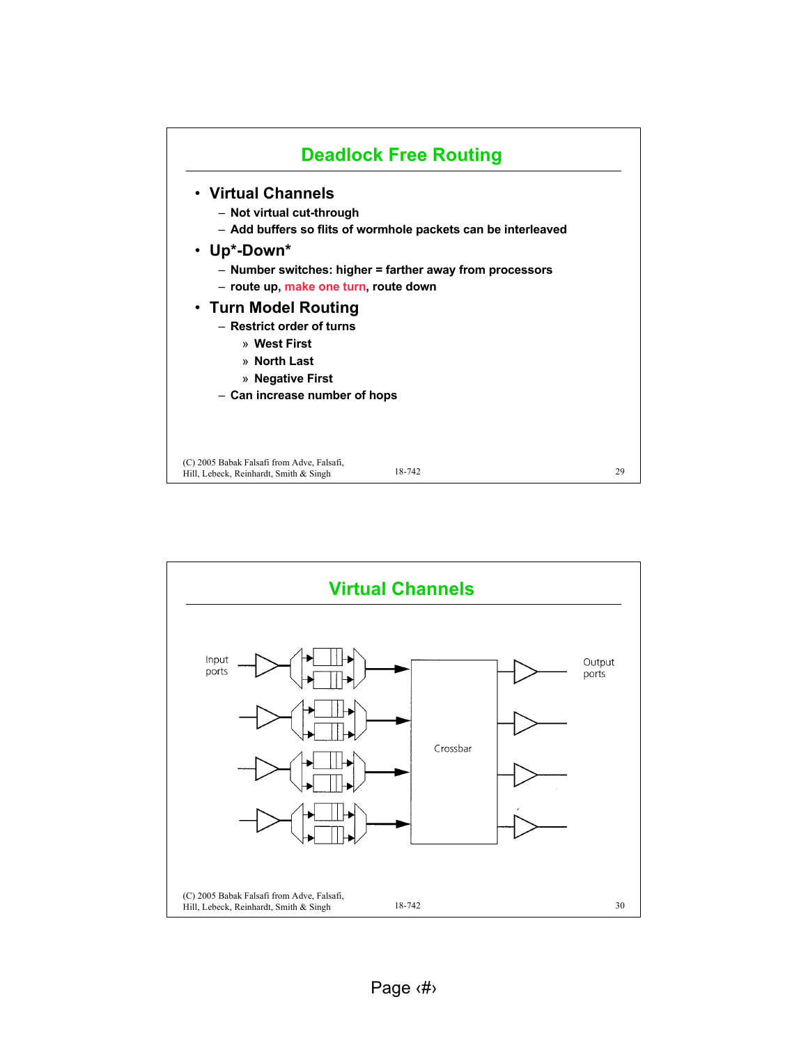## Deadlock Free Routing

- **Virtual Channels**
  - Not virtual cut-through
  - Add buffers so flits of wormhole packets can be interleaved
- **Up*-Down***
  - Number switches: higher = farther away from processors
  - route up, make one turn, route down
- **Turn Model Routing**
  - Restrict order of turns
    - » West First
    - » North Last
    - » Negative First
  - Can increase number of hops

(C) 2005 Babak Falsafi from Adve, Falsafi, Hill, Lebeck, Reinhardt, Smith & Singh

## Virtual Channels

Input ports

Crossbar

Output ports

(C) 2005 Babak Falsafi from Adve, Falsafi, Hill, Lebeck, Reinhardt, Smith & Singh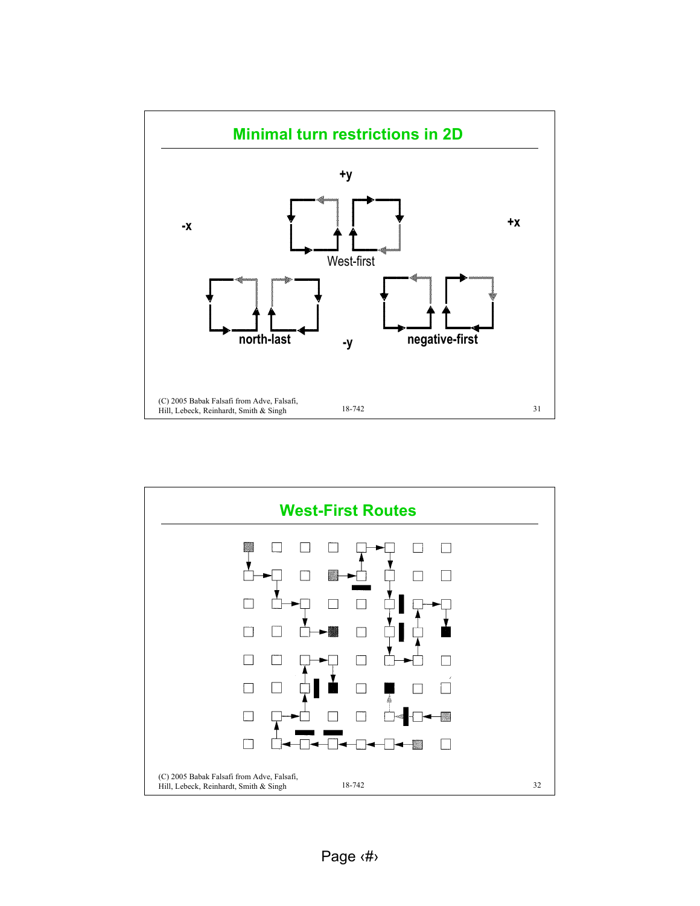## Minimal turn restrictions in 2D

+y

-x

+x

West-first

north-last

-y

negative-first

## West-First Routes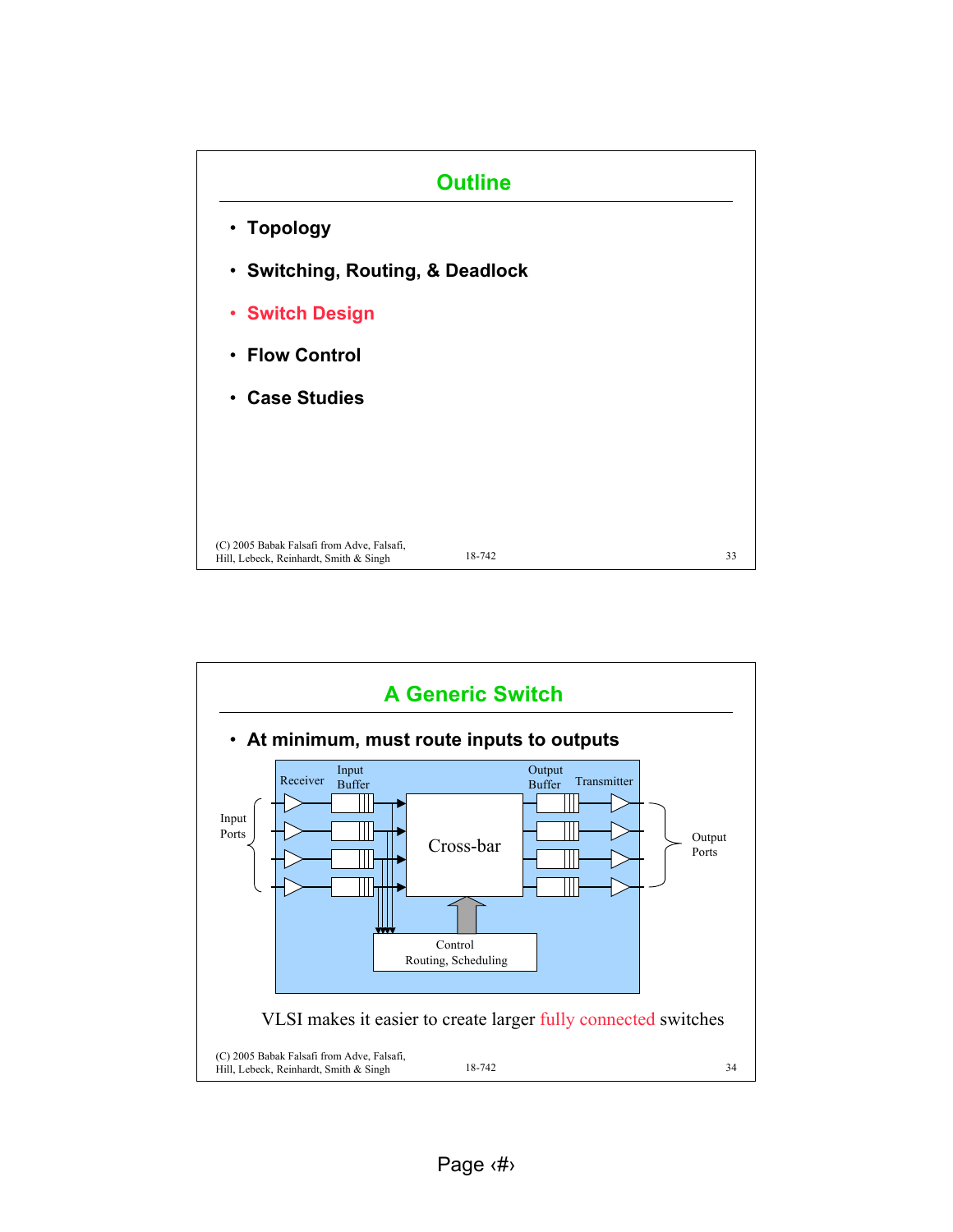## Outline

- Topology
- Switching, Routing, & Deadlock
- Switch Design
- Flow Control
- Case Studies

(C) 2005 Babak Falsafi from Adve, Falsafi, Hill, Lebeck, Reinhardt, Smith & Singh

18-742

## A Generic Switch

- At minimum, must route inputs to outputs

Receiver | Input Buffer | Cross-bar | Output Buffer | Transmitter

Input Ports | Output Ports

Control
Routing, Scheduling

VLSI makes it easier to create larger fully connected switches

(C) 2005 Babak Falsafi from Adve, Falsafi, Hill, Lebeck, Reinhardt, Smith & Singh

18-742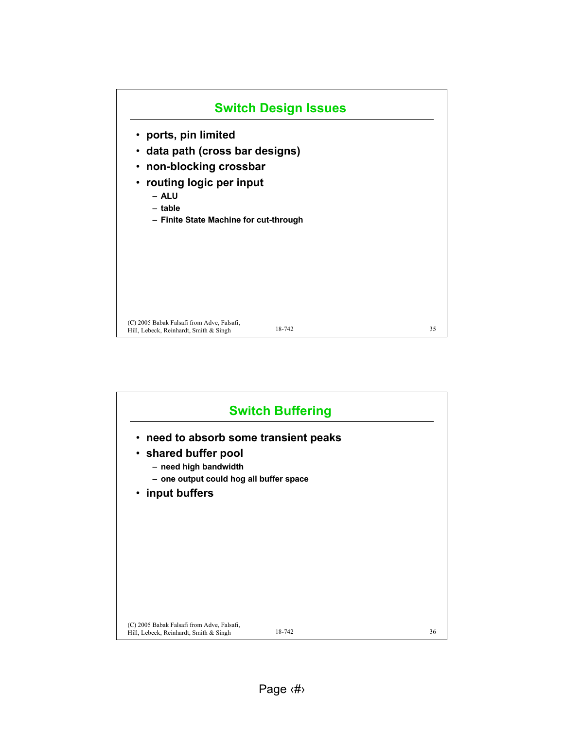## Switch Design Issues

- **ports, pin limited**
- **data path (cross bar designs)**
- **non-blocking crossbar**
- **routing logic per input**
  - **ALU**
  - **table**
  - **Finite State Machine for cut-through**

## Switch Buffering

- **need to absorb some transient peaks**
- **shared buffer pool**
  - **need high bandwidth**
  - **one output could hog all buffer space**
- **input buffers**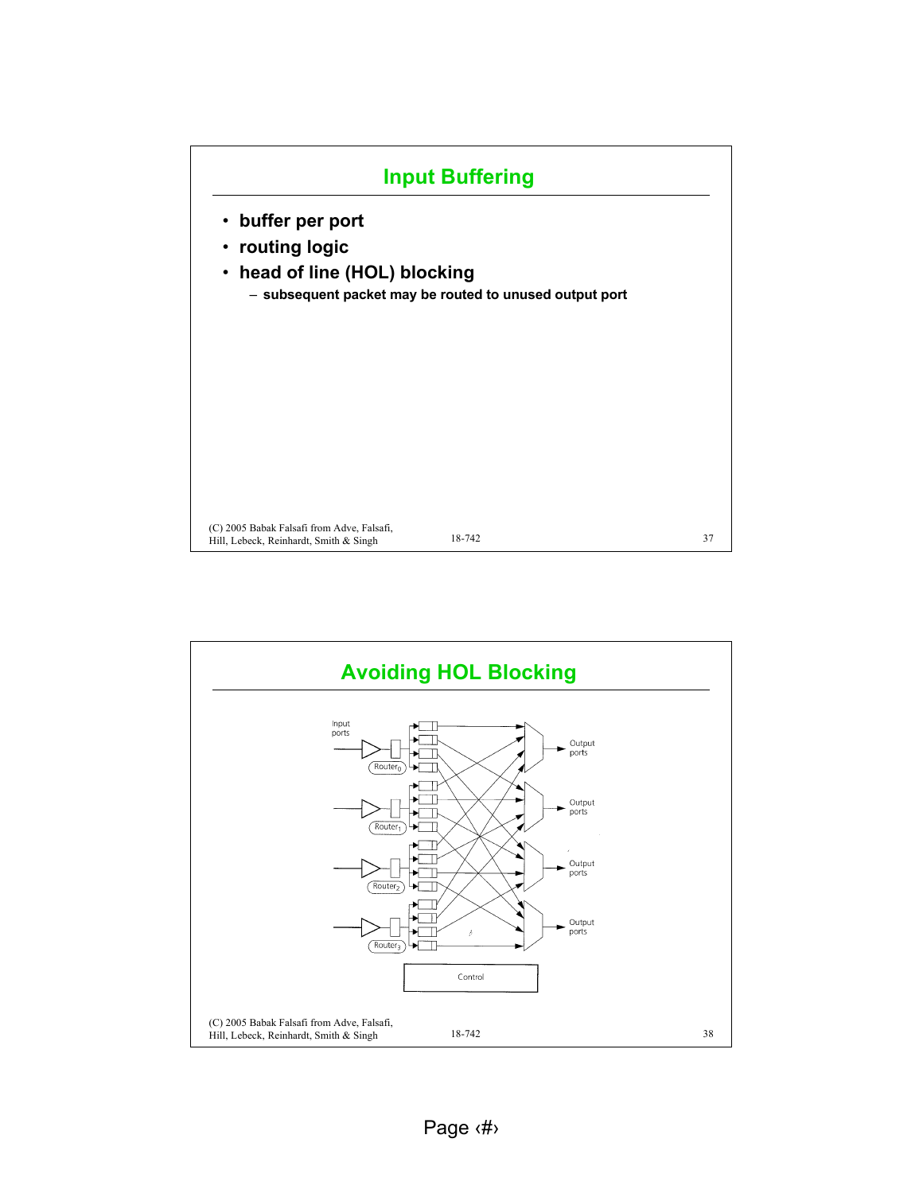## Input Buffering

- buffer per port
- routing logic
- head of line (HOL) blocking
  - subsequent packet may be routed to unused output port

## Avoiding HOL Blocking

Input ports

$Router_0$

$Router_1$

$Router_2$

$Router_3$

Output ports

Output ports

Output ports

Output ports

Control

Page ‹#›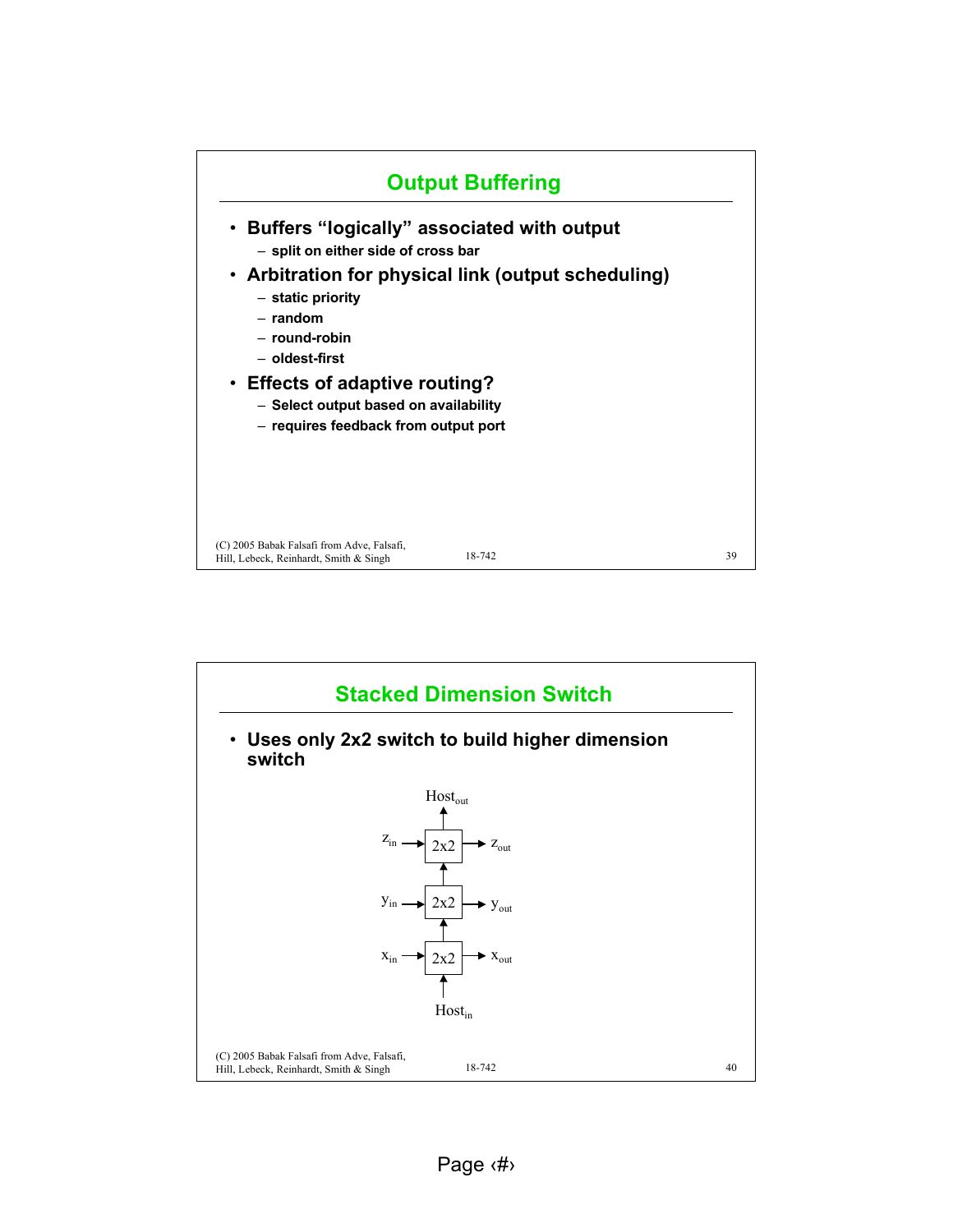## Output Buffering

- **Buffers "logically" associated with output**
  - split on either side of cross bar
- **Arbitration for physical link (output scheduling)**
  - static priority
  - random
  - round-robin
  - oldest-first
- **Effects of adaptive routing?**
  - Select output based on availability
  - requires feedback from output port

## Stacked Dimension Switch

- **Uses only 2x2 switch to build higher dimension switch**

$Host_{out}$

$z_{in}$ 2x2 $z_{out}$

$y_{in}$ 2x2 $y_{out}$

$x_{in}$ 2x2 $x_{out}$

$Host_{in}$